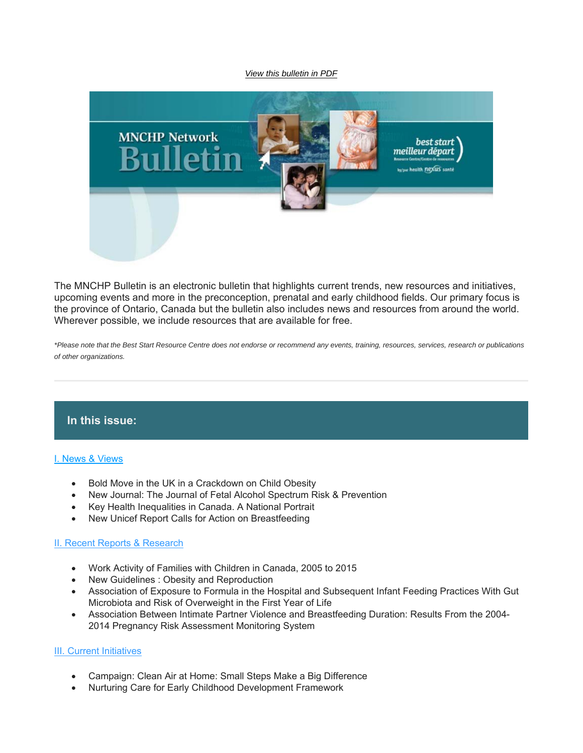*View this bulletin in PDF*

The MNCHP Bulletin is an electronic bulletin that highlights current trends, new resources and initiatives, upcoming events and more in the preconception, prenatal and early childhood fields. Our primary focus is the province of Ontario, Canada but the bulletin also includes news and resources from around the world. Wherever possible, we include resources that are available for free.

*\*Please note that the Best Start Resource Centre does not endorse or recommend any events, training, resources, services, research or publications of other organizations.*

---

## In this issue:

I. News & Views

- Bold Move in the UK in a Crackdown on Child Obesity
- New Journal: The Journal of Fetal Alcohol Spectrum Risk & Prevention
- Key Health Inequalities in Canada. A National Portrait
- New Unicef Report Calls for Action on Breastfeeding

II. Recent Reports & Research

- Work Activity of Families with Children in Canada, 2005 to 2015
- New Guidelines : Obesity and Reproduction
- Association of Exposure to Formula in the Hospital and Subsequent Infant Feeding Practices With Gut Microbiota and Risk of Overweight in the First Year of Life
- Association Between Intimate Partner Violence and Breastfeeding Duration: Results From the 2004-2014 Pregnancy Risk Assessment Monitoring System

III. Current Initiatives

- Campaign: Clean Air at Home: Small Steps Make a Big Difference
- Nurturing Care for Early Childhood Development Framework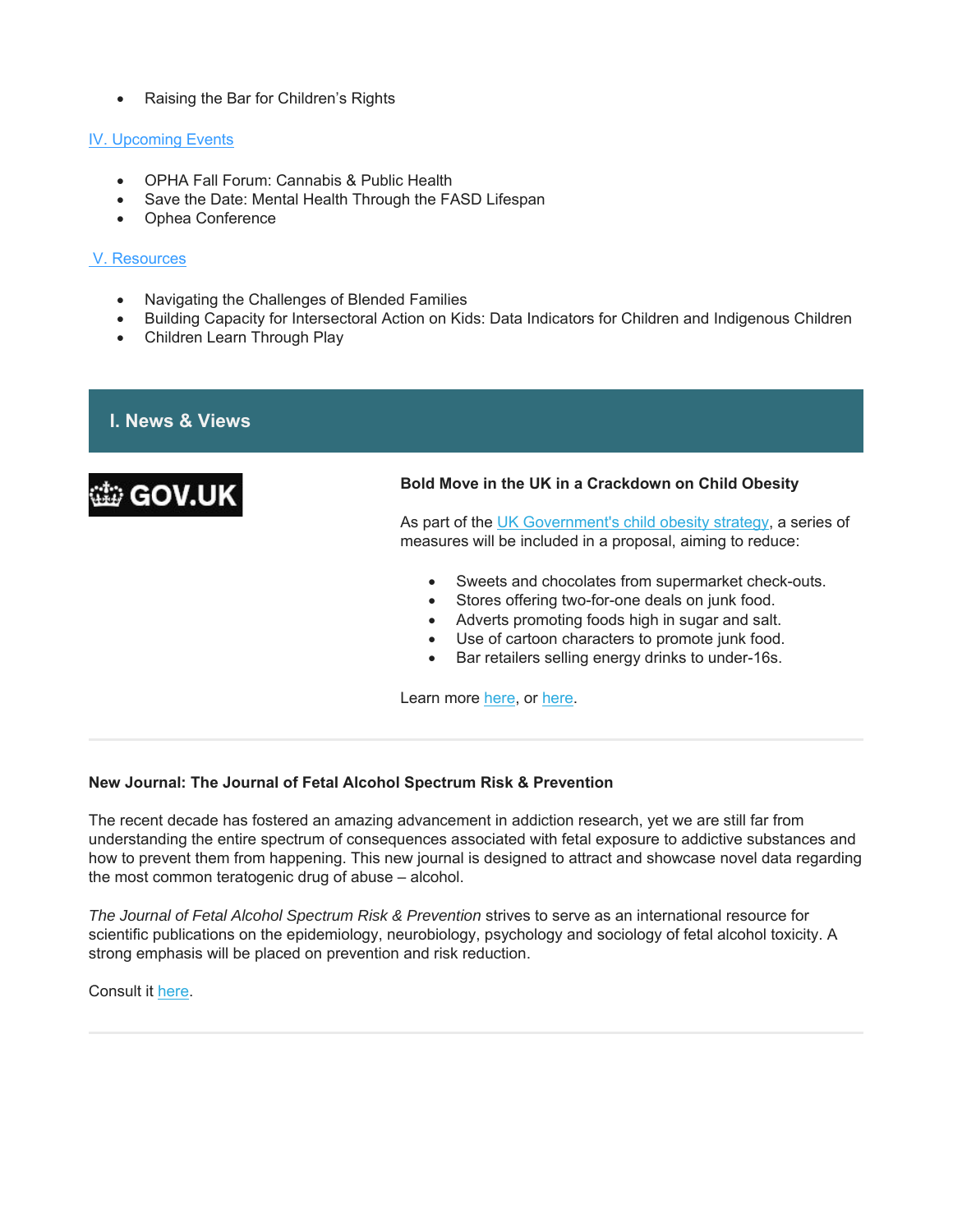- Raising the Bar for Children's Rights

IV. Upcoming Events

- OPHA Fall Forum: Cannabis & Public Health
- Save the Date: Mental Health Through the FASD Lifespan
- Ophea Conference

V. Resources

- Navigating the Challenges of Blended Families
- Building Capacity for Intersectoral Action on Kids: Data Indicators for Children and Indigenous Children
- Children Learn Through Play

## I. News & Views

GOV.UK

**Bold Move in the UK in a Crackdown on Child Obesity**

As part of the UK Government's child obesity strategy, a series of measures will be included in a proposal, aiming to reduce:

- Sweets and chocolates from supermarket check-outs.
- Stores offering two-for-one deals on junk food.
- Adverts promoting foods high in sugar and salt.
- Use of cartoon characters to promote junk food.
- Bar retailers selling energy drinks to under-16s.

Learn more here, or here.

---

**New Journal: The Journal of Fetal Alcohol Spectrum Risk & Prevention**

The recent decade has fostered an amazing advancement in addiction research, yet we are still far from understanding the entire spectrum of consequences associated with fetal exposure to addictive substances and how to prevent them from happening. This new journal is designed to attract and showcase novel data regarding the most common teratogenic drug of abuse – alcohol.

*The Journal of Fetal Alcohol Spectrum Risk & Prevention* strives to serve as an international resource for scientific publications on the epidemiology, neurobiology, psychology and sociology of fetal alcohol toxicity. A strong emphasis will be placed on prevention and risk reduction.

Consult it here.

---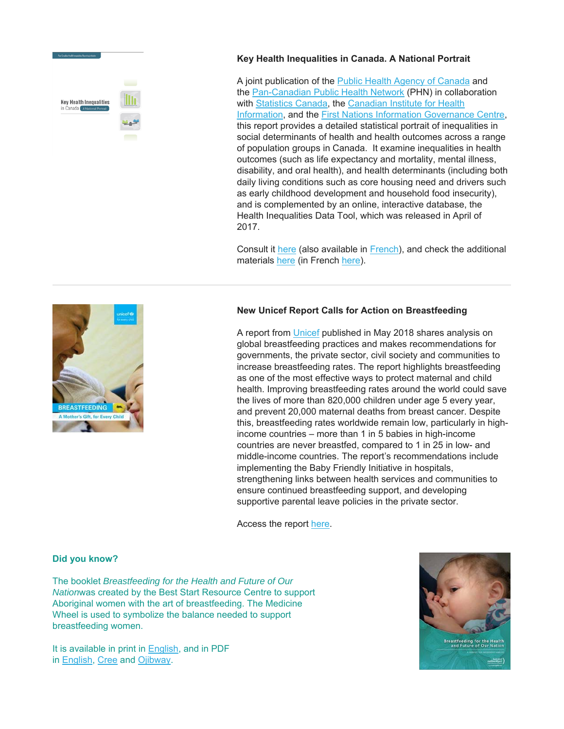### Key Health Inequalities in Canada. A National Portrait

A joint publication of the Public Health Agency of Canada and the Pan-Canadian Public Health Network (PHN) in collaboration with Statistics Canada, the Canadian Institute for Health Information, and the First Nations Information Governance Centre, this report provides a detailed statistical portrait of inequalities in social determinants of health and health outcomes across a range of population groups in Canada. It examine inequalities in health outcomes (such as life expectancy and mortality, mental illness, disability, and oral health), and health determinants (including both daily living conditions such as core housing need and drivers such as early childhood development and household food insecurity), and is complemented by an online, interactive database, the Health Inequalities Data Tool, which was released in April of 2017.

Consult it here (also available in French), and check the additional materials here (in French here).

---

### New Unicef Report Calls for Action on Breastfeeding

A report from Unicef published in May 2018 shares analysis on global breastfeeding practices and makes recommendations for governments, the private sector, civil society and communities to increase breastfeeding rates. The report highlights breastfeeding as one of the most effective ways to protect maternal and child health. Improving breastfeeding rates around the world could save the lives of more than 820,000 children under age 5 every year, and prevent 20,000 maternal deaths from breast cancer. Despite this, breastfeeding rates worldwide remain low, particularly in high-income countries – more than 1 in 5 babies in high-income countries are never breastfed, compared to 1 in 25 in low- and middle-income countries. The report's recommendations include implementing the Baby Friendly Initiative in hospitals, strengthening links between health services and communities to ensure continued breastfeeding support, and developing supportive parental leave policies in the private sector.

Access the report here.

### Did you know?

The booklet *Breastfeeding for the Health and Future of Our Nation*was created by the Best Start Resource Centre to support Aboriginal women with the art of breastfeeding. The Medicine Wheel is used to symbolize the balance needed to support breastfeeding women.

It is available in print in English, and in PDF in English, Cree and Ojibway.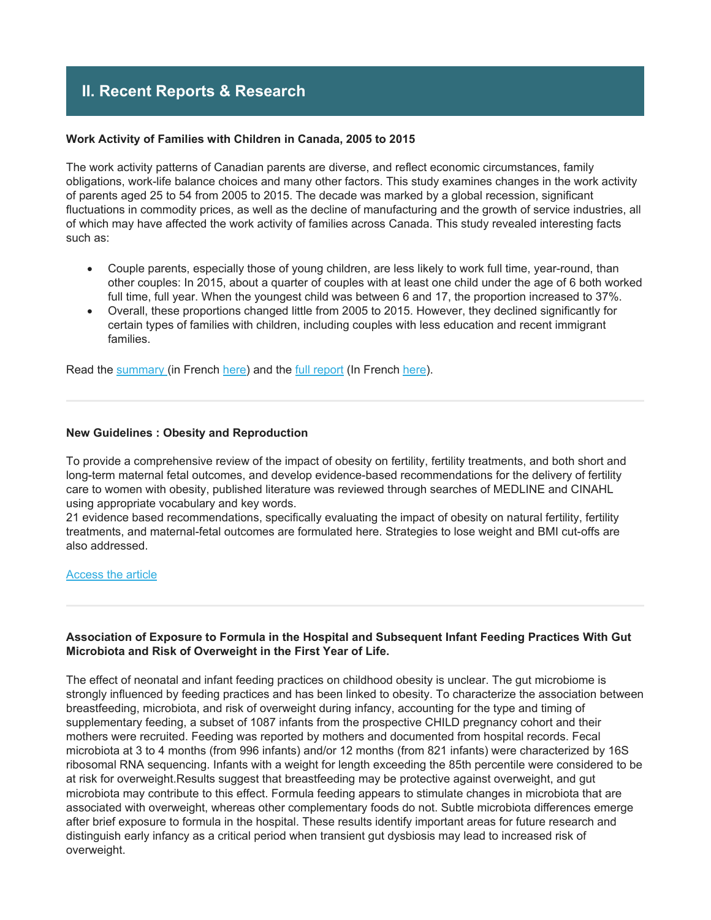## II. Recent Reports & Research

**Work Activity of Families with Children in Canada, 2005 to 2015**

The work activity patterns of Canadian parents are diverse, and reflect economic circumstances, family obligations, work-life balance choices and many other factors. This study examines changes in the work activity of parents aged 25 to 54 from 2005 to 2015. The decade was marked by a global recession, significant fluctuations in commodity prices, as well as the decline of manufacturing and the growth of service industries, all of which may have affected the work activity of families across Canada. This study revealed interesting facts such as:

- Couple parents, especially those of young children, are less likely to work full time, year-round, than other couples: In 2015, about a quarter of couples with at least one child under the age of 6 both worked full time, full year. When the youngest child was between 6 and 17, the proportion increased to 37%.
- Overall, these proportions changed little from 2005 to 2015. However, they declined significantly for certain types of families with children, including couples with less education and recent immigrant families.

Read the summary (in French here) and the full report (In French here).

---

**New Guidelines : Obesity and Reproduction**

To provide a comprehensive review of the impact of obesity on fertility, fertility treatments, and both short and long-term maternal fetal outcomes, and develop evidence-based recommendations for the delivery of fertility care to women with obesity, published literature was reviewed through searches of MEDLINE and CINAHL using appropriate vocabulary and key words.
21 evidence based recommendations, specifically evaluating the impact of obesity on natural fertility, fertility treatments, and maternal-fetal outcomes are formulated here. Strategies to lose weight and BMI cut-offs are also addressed.

Access the article

---

**Association of Exposure to Formula in the Hospital and Subsequent Infant Feeding Practices With Gut Microbiota and Risk of Overweight in the First Year of Life.**

The effect of neonatal and infant feeding practices on childhood obesity is unclear. The gut microbiome is strongly influenced by feeding practices and has been linked to obesity. To characterize the association between breastfeeding, microbiota, and risk of overweight during infancy, accounting for the type and timing of supplementary feeding, a subset of 1087 infants from the prospective CHILD pregnancy cohort and their mothers were recruited. Feeding was reported by mothers and documented from hospital records. Fecal microbiota at 3 to 4 months (from 996 infants) and/or 12 months (from 821 infants) were characterized by 16S ribosomal RNA sequencing. Infants with a weight for length exceeding the 85th percentile were considered to be at risk for overweight.Results suggest that breastfeeding may be protective against overweight, and gut microbiota may contribute to this effect. Formula feeding appears to stimulate changes in microbiota that are associated with overweight, whereas other complementary foods do not. Subtle microbiota differences emerge after brief exposure to formula in the hospital. These results identify important areas for future research and distinguish early infancy as a critical period when transient gut dysbiosis may lead to increased risk of overweight.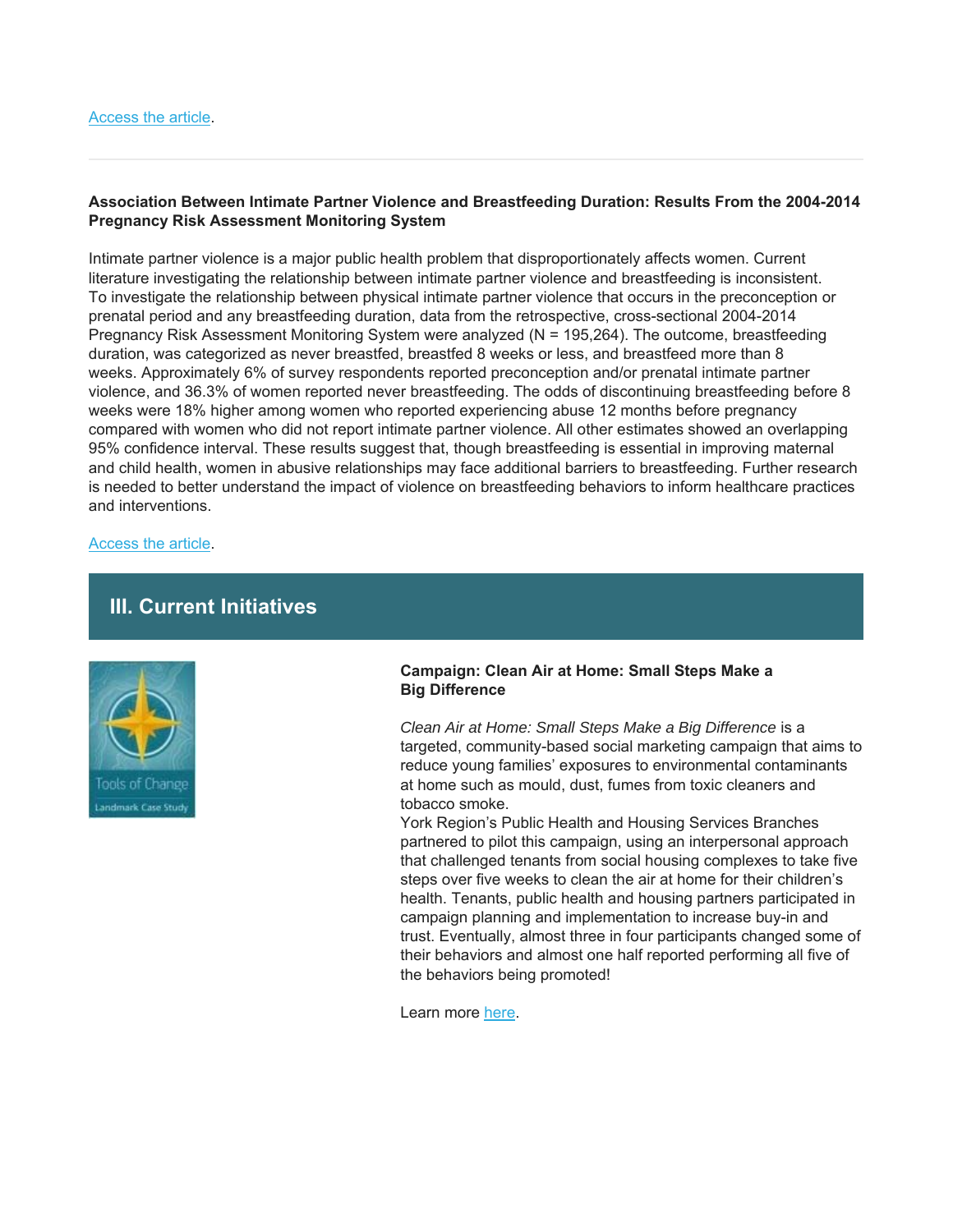Access the article.

---

**Association Between Intimate Partner Violence and Breastfeeding Duration: Results From the 2004-2014 Pregnancy Risk Assessment Monitoring System**

Intimate partner violence is a major public health problem that disproportionately affects women. Current literature investigating the relationship between intimate partner violence and breastfeeding is inconsistent. To investigate the relationship between physical intimate partner violence that occurs in the preconception or prenatal period and any breastfeeding duration, data from the retrospective, cross-sectional 2004-2014 Pregnancy Risk Assessment Monitoring System were analyzed (N = 195,264). The outcome, breastfeeding duration, was categorized as never breastfed, breastfed 8 weeks or less, and breastfeed more than 8 weeks. Approximately 6% of survey respondents reported preconception and/or prenatal intimate partner violence, and 36.3% of women reported never breastfeeding. The odds of discontinuing breastfeeding before 8 weeks were 18% higher among women who reported experiencing abuse 12 months before pregnancy compared with women who did not report intimate partner violence. All other estimates showed an overlapping 95% confidence interval. These results suggest that, though breastfeeding is essential in improving maternal and child health, women in abusive relationships may face additional barriers to breastfeeding. Further research is needed to better understand the impact of violence on breastfeeding behaviors to inform healthcare practices and interventions.

Access the article.

## III. Current Initiatives

Tools of Change
Landmark Case Study

**Campaign: Clean Air at Home: Small Steps Make a Big Difference**

*Clean Air at Home: Small Steps Make a Big Difference* is a targeted, community-based social marketing campaign that aims to reduce young families' exposures to environmental contaminants at home such as mould, dust, fumes from toxic cleaners and tobacco smoke.
York Region's Public Health and Housing Services Branches partnered to pilot this campaign, using an interpersonal approach that challenged tenants from social housing complexes to take five steps over five weeks to clean the air at home for their children's health. Tenants, public health and housing partners participated in campaign planning and implementation to increase buy-in and trust. Eventually, almost three in four participants changed some of their behaviors and almost one half reported performing all five of the behaviors being promoted!

Learn more here.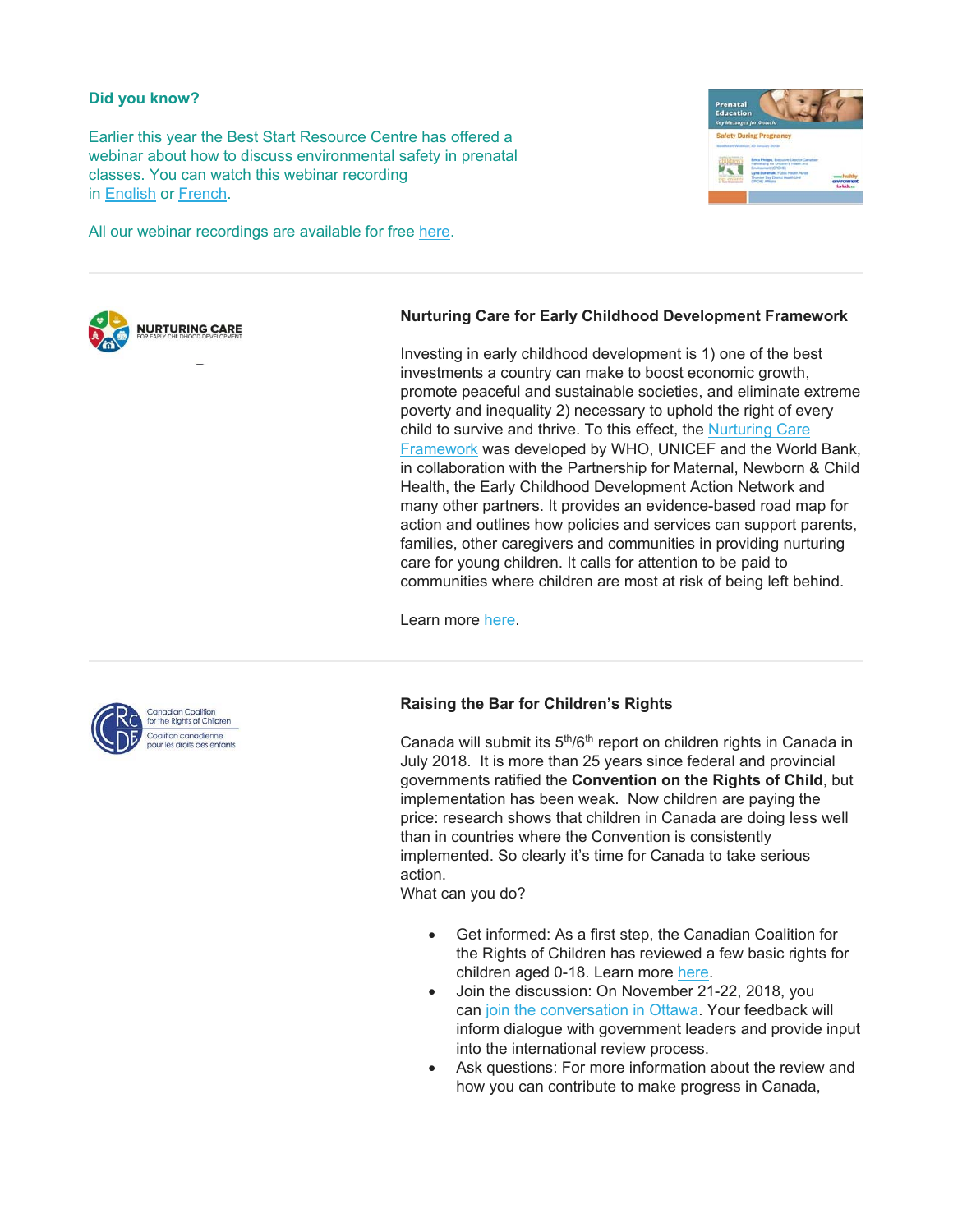### Did you know?

Earlier this year the Best Start Resource Centre has offered a webinar about how to discuss environmental safety in prenatal classes. You can watch this webinar recording in English or French.

All our webinar recordings are available for free here.

---

### Nurturing Care for Early Childhood Development Framework

Investing in early childhood development is 1) one of the best investments a country can make to boost economic growth, promote peaceful and sustainable societies, and eliminate extreme poverty and inequality 2) necessary to uphold the right of every child to survive and thrive. To this effect, the Nurturing Care Framework was developed by WHO, UNICEF and the World Bank, in collaboration with the Partnership for Maternal, Newborn & Child Health, the Early Childhood Development Action Network and many other partners. It provides an evidence-based road map for action and outlines how policies and services can support parents, families, other caregivers and communities in providing nurturing care for young children. It calls for attention to be paid to communities where children are most at risk of being left behind.

Learn more here.

---

### Raising the Bar for Children's Rights

Canada will submit its 5th/6th report on children rights in Canada in July 2018. It is more than 25 years since federal and provincial governments ratified the **Convention on the Rights of Child**, but implementation has been weak. Now children are paying the price: research shows that children in Canada are doing less well than in countries where the Convention is consistently implemented. So clearly it's time for Canada to take serious action.

What can you do?

- Get informed: As a first step, the Canadian Coalition for the Rights of Children has reviewed a few basic rights for children aged 0-18. Learn more here.
- Join the discussion: On November 21-22, 2018, you can join the conversation in Ottawa. Your feedback will inform dialogue with government leaders and provide input into the international review process.
- Ask questions: For more information about the review and how you can contribute to make progress in Canada,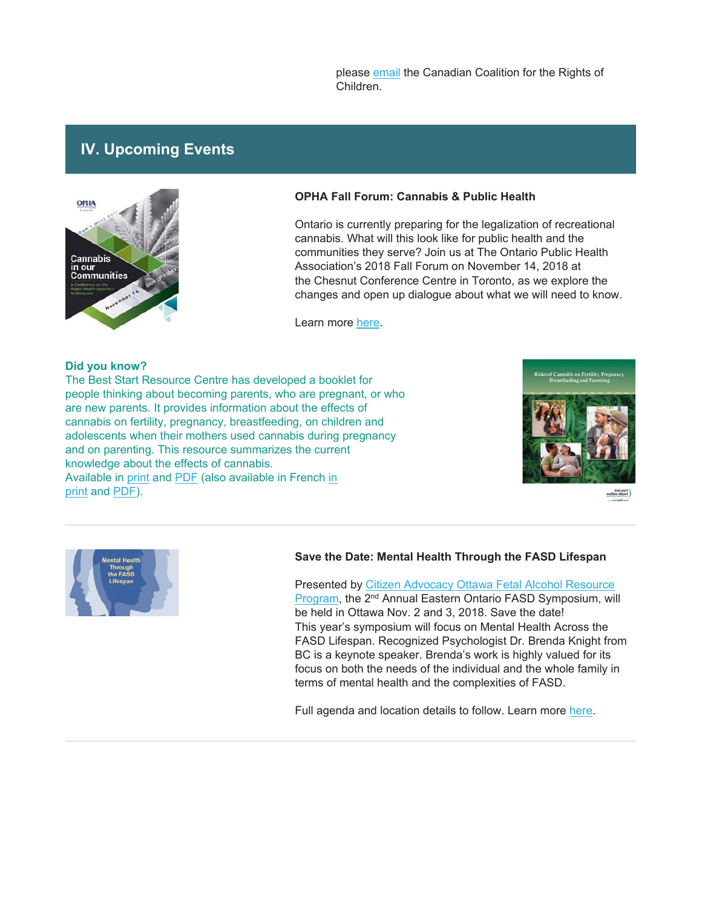please email the Canadian Coalition for the Rights of Children.

## IV. Upcoming Events

**OPHA Fall Forum: Cannabis & Public Health**

Ontario is currently preparing for the legalization of recreational cannabis. What will this look like for public health and the communities they serve? Join us at The Ontario Public Health Association's 2018 Fall Forum on November 14, 2018 at the Chesnut Conference Centre in Toronto, as we explore the changes and open up dialogue about what we will need to know.

Learn more here.

**Did you know?**
The Best Start Resource Centre has developed a booklet for people thinking about becoming parents, who are pregnant, or who are new parents. It provides information about the effects of cannabis on fertility, pregnancy, breastfeeding, on children and adolescents when their mothers used cannabis during pregnancy and on parenting. This resource summarizes the current knowledge about the effects of cannabis.
Available in print and PDF (also available in French in print and PDF).

**Save the Date: Mental Health Through the FASD Lifespan**

Presented by Citizen Advocacy Ottawa Fetal Alcohol Resource Program, the 2nd Annual Eastern Ontario FASD Symposium, will be held in Ottawa Nov. 2 and 3, 2018. Save the date!
This year's symposium will focus on Mental Health Across the FASD Lifespan. Recognized Psychologist Dr. Brenda Knight from BC is a keynote speaker. Brenda's work is highly valued for its focus on both the needs of the individual and the whole family in terms of mental health and the complexities of FASD.

Full agenda and location details to follow. Learn more here.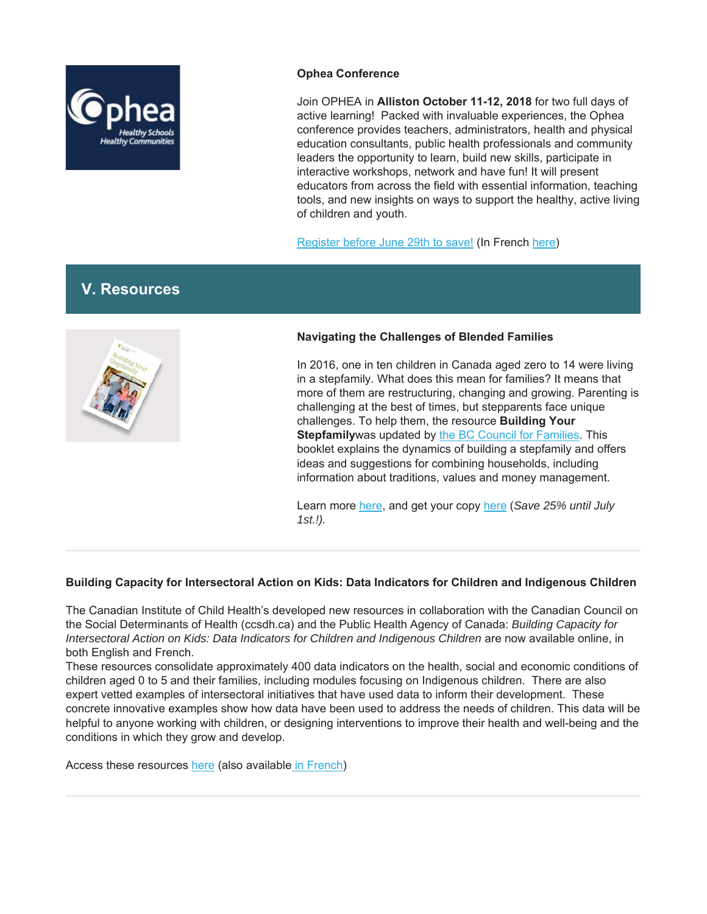**Ophea Conference**

Join OPHEA in **Alliston October 11-12, 2018** for two full days of active learning! Packed with invaluable experiences, the Ophea conference provides teachers, administrators, health and physical education consultants, public health professionals and community leaders the opportunity to learn, build new skills, participate in interactive workshops, network and have fun! It will present educators from across the field with essential information, teaching tools, and new insights on ways to support the healthy, active living of children and youth.

Register before June 29th to save! (In French here)

## V. Resources

**Navigating the Challenges of Blended Families**

In 2016, one in ten children in Canada aged zero to 14 were living in a stepfamily. What does this mean for families? It means that more of them are restructuring, changing and growing. Parenting is challenging at the best of times, but stepparents face unique challenges. To help them, the resource **Building Your Stepfamily**was updated by the BC Council for Families. This booklet explains the dynamics of building a stepfamily and offers ideas and suggestions for combining households, including information about traditions, values and money management.

Learn more here, and get your copy here (*Save 25% until July 1st.!).*

---

**Building Capacity for Intersectoral Action on Kids: Data Indicators for Children and Indigenous Children**

The Canadian Institute of Child Health's developed new resources in collaboration with the Canadian Council on the Social Determinants of Health (ccsdh.ca) and the Public Health Agency of Canada: *Building Capacity for Intersectoral Action on Kids: Data Indicators for Children and Indigenous Children* are now available online, in both English and French.
These resources consolidate approximately 400 data indicators on the health, social and economic conditions of children aged 0 to 5 and their families, including modules focusing on Indigenous children. There are also expert vetted examples of intersectoral initiatives that have used data to inform their development. These concrete innovative examples show how data have been used to address the needs of children. This data will be helpful to anyone working with children, or designing interventions to improve their health and well-being and the conditions in which they grow and develop.

Access these resources here (also available in French)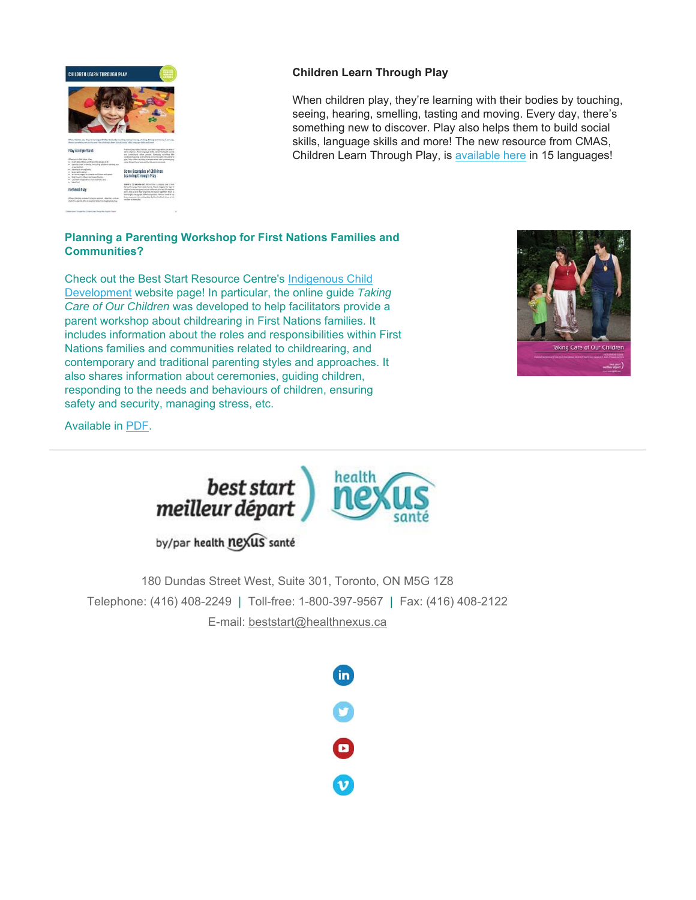**Children Learn Through Play**

When children play, they're learning with their bodies by touching, seeing, hearing, smelling, tasting and moving. Every day, there's something new to discover. Play also helps them to build social skills, language skills and more! The new resource from CMAS, Children Learn Through Play, is available here in 15 languages!

**Planning a Parenting Workshop for First Nations Families and Communities?**

Check out the Best Start Resource Centre's Indigenous Child Development website page! In particular, the online guide *Taking Care of Our Children* was developed to help facilitators provide a parent workshop about childrearing in First Nations families. It includes information about the roles and responsibilities within First Nations families and communities related to childrearing, and contemporary and traditional parenting styles and approaches. It also shares information about ceremonies, guiding children, responding to the needs and behaviours of children, ensuring safety and security, managing stress, etc.

Available in PDF.

best start meilleur départ by/par health nexus santé

health nexus santé

180 Dundas Street West, Suite 301, Toronto, ON M5G 1Z8

Telephone: (416) 408-2249 | Toll-free: 1-800-397-9567 | Fax: (416) 408-2122

E-mail: beststart@healthnexus.ca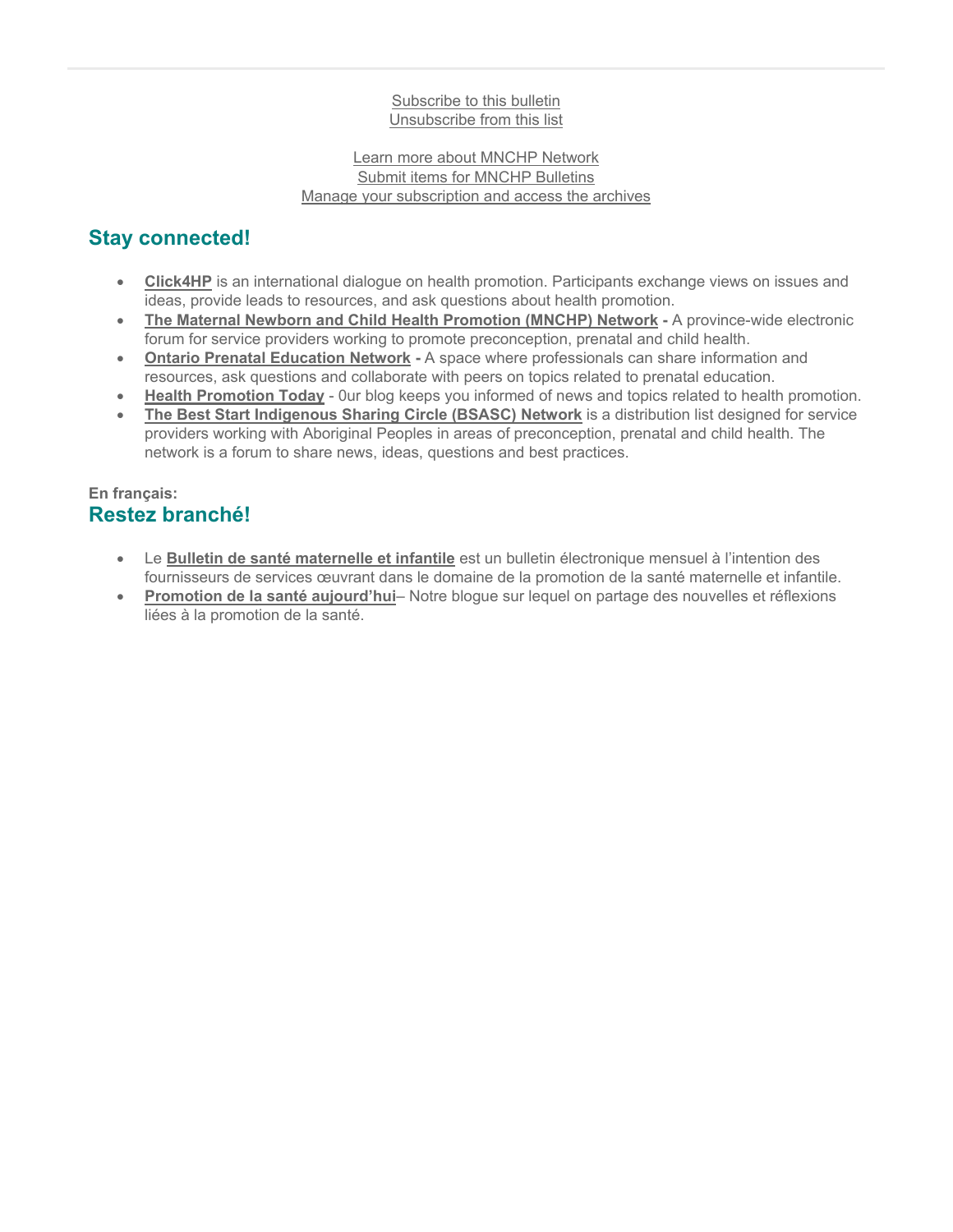Subscribe to this bulletin
Unsubscribe from this list

Learn more about MNCHP Network
Submit items for MNCHP Bulletins
Manage your subscription and access the archives

## Stay connected!

- **Click4HP** is an international dialogue on health promotion. Participants exchange views on issues and ideas, provide leads to resources, and ask questions about health promotion.
- **The Maternal Newborn and Child Health Promotion (MNCHP) Network -** A province-wide electronic forum for service providers working to promote preconception, prenatal and child health.
- **Ontario Prenatal Education Network -** A space where professionals can share information and resources, ask questions and collaborate with peers on topics related to prenatal education.
- **Health Promotion Today** - 0ur blog keeps you informed of news and topics related to health promotion.
- **The Best Start Indigenous Sharing Circle (BSASC) Network** is a distribution list designed for service providers working with Aboriginal Peoples in areas of preconception, prenatal and child health. The network is a forum to share news, ideas, questions and best practices.

**En français:**

## Restez branché!

- Le **Bulletin de santé maternelle et infantile** est un bulletin électronique mensuel à l'intention des fournisseurs de services œuvrant dans le domaine de la promotion de la santé maternelle et infantile.
- **Promotion de la santé aujourd'hui**– Notre blogue sur lequel on partage des nouvelles et réflexions liées à la promotion de la santé.